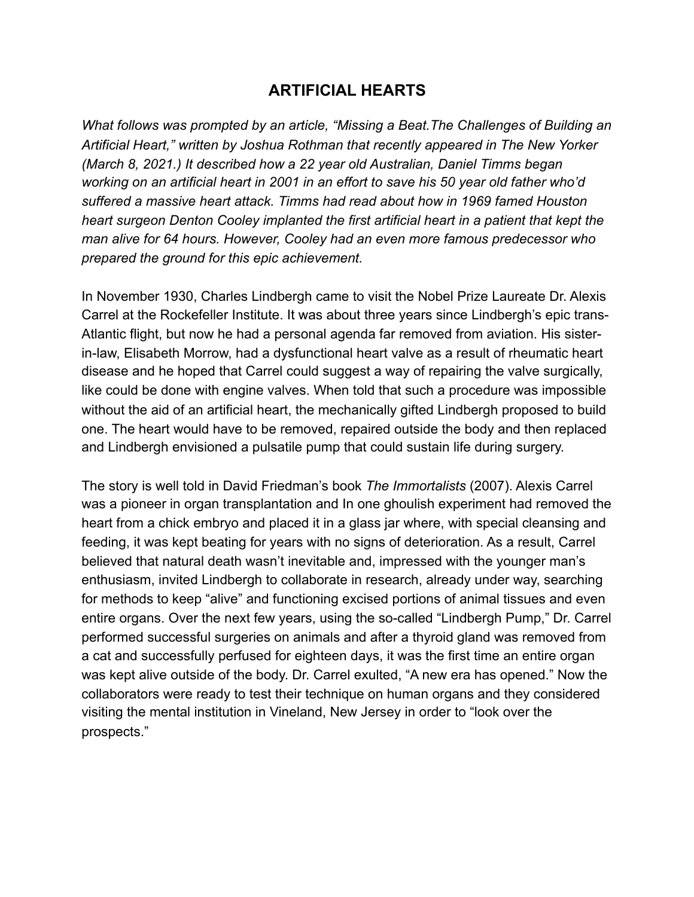# ARTIFICIAL HEARTS

*What follows was prompted by an article, "Missing a Beat.The Challenges of Building an Artificial Heart," written by Joshua Rothman that recently appeared in The New Yorker (March 8, 2021.) It described how a 22 year old Australian, Daniel Timms began working on an artificial heart in 2001 in an effort to save his 50 year old father who'd suffered a massive heart attack. Timms had read about how in 1969 famed Houston heart surgeon Denton Cooley implanted the first artificial heart in a patient that kept the man alive for 64 hours. However, Cooley had an even more famous predecessor who prepared the ground for this epic achievement.*

In November 1930, Charles Lindbergh came to visit the Nobel Prize Laureate Dr. Alexis Carrel at the Rockefeller Institute. It was about three years since Lindbergh's epic trans-Atlantic flight, but now he had a personal agenda far removed from aviation. His sister-in-law, Elisabeth Morrow, had a dysfunctional heart valve as a result of rheumatic heart disease and he hoped that Carrel could suggest a way of repairing the valve surgically, like could be done with engine valves. When told that such a procedure was impossible without the aid of an artificial heart, the mechanically gifted Lindbergh proposed to build one. The heart would have to be removed, repaired outside the body and then replaced and Lindbergh envisioned a pulsatile pump that could sustain life during surgery.

The story is well told in David Friedman's book *The Immortalists* (2007). Alexis Carrel was a pioneer in organ transplantation and In one ghoulish experiment had removed the heart from a chick embryo and placed it in a glass jar where, with special cleansing and feeding, it was kept beating for years with no signs of deterioration. As a result, Carrel believed that natural death wasn't inevitable and, impressed with the younger man's enthusiasm, invited Lindbergh to collaborate in research, already under way, searching for methods to keep "alive" and functioning excised portions of animal tissues and even entire organs. Over the next few years, using the so-called "Lindbergh Pump," Dr. Carrel performed successful surgeries on animals and after a thyroid gland was removed from a cat and successfully perfused for eighteen days, it was the first time an entire organ was kept alive outside of the body. Dr. Carrel exulted, "A new era has opened." Now the collaborators were ready to test their technique on human organs and they considered visiting the mental institution in Vineland, New Jersey in order to "look over the prospects."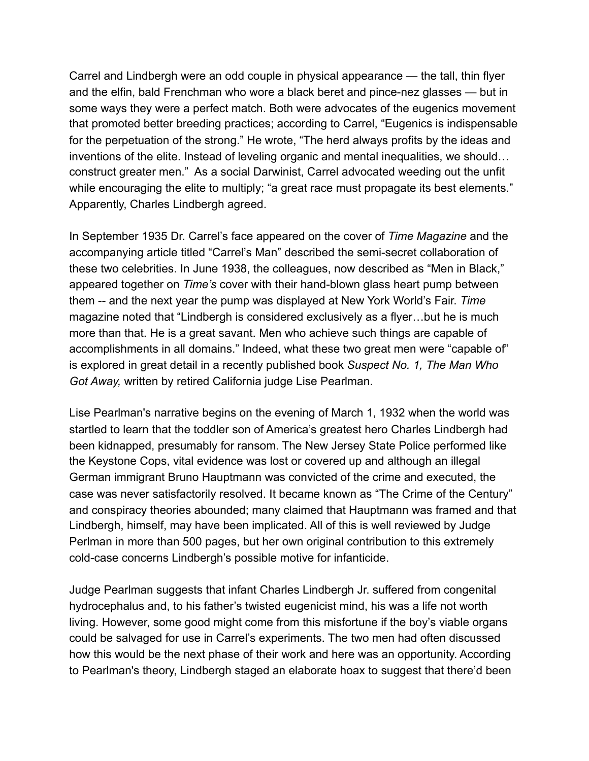Carrel and Lindbergh were an odd couple in physical appearance — the tall, thin flyer and the elfin, bald Frenchman who wore a black beret and pince-nez glasses — but in some ways they were a perfect match. Both were advocates of the eugenics movement that promoted better breeding practices; according to Carrel, "Eugenics is indispensable for the perpetuation of the strong." He wrote, "The herd always profits by the ideas and inventions of the elite. Instead of leveling organic and mental inequalities, we should… construct greater men." As a social Darwinist, Carrel advocated weeding out the unfit while encouraging the elite to multiply; "a great race must propagate its best elements." Apparently, Charles Lindbergh agreed.

In September 1935 Dr. Carrel's face appeared on the cover of *Time Magazine* and the accompanying article titled "Carrel's Man" described the semi-secret collaboration of these two celebrities. In June 1938, the colleagues, now described as "Men in Black," appeared together on *Time's* cover with their hand-blown glass heart pump between them -- and the next year the pump was displayed at New York World's Fair. *Time* magazine noted that "Lindbergh is considered exclusively as a flyer…but he is much more than that. He is a great savant. Men who achieve such things are capable of accomplishments in all domains." Indeed, what these two great men were "capable of" is explored in great detail in a recently published book *Suspect No. 1, The Man Who Got Away,* written by retired California judge Lise Pearlman.

Lise Pearlman's narrative begins on the evening of March 1, 1932 when the world was startled to learn that the toddler son of America's greatest hero Charles Lindbergh had been kidnapped, presumably for ransom. The New Jersey State Police performed like the Keystone Cops, vital evidence was lost or covered up and although an illegal German immigrant Bruno Hauptmann was convicted of the crime and executed, the case was never satisfactorily resolved. It became known as "The Crime of the Century" and conspiracy theories abounded; many claimed that Hauptmann was framed and that Lindbergh, himself, may have been implicated. All of this is well reviewed by Judge Perlman in more than 500 pages, but her own original contribution to this extremely cold-case concerns Lindbergh's possible motive for infanticide.

Judge Pearlman suggests that infant Charles Lindbergh Jr. suffered from congenital hydrocephalus and, to his father's twisted eugenicist mind, his was a life not worth living. However, some good might come from this misfortune if the boy's viable organs could be salvaged for use in Carrel's experiments. The two men had often discussed how this would be the next phase of their work and here was an opportunity. According to Pearlman's theory, Lindbergh staged an elaborate hoax to suggest that there'd been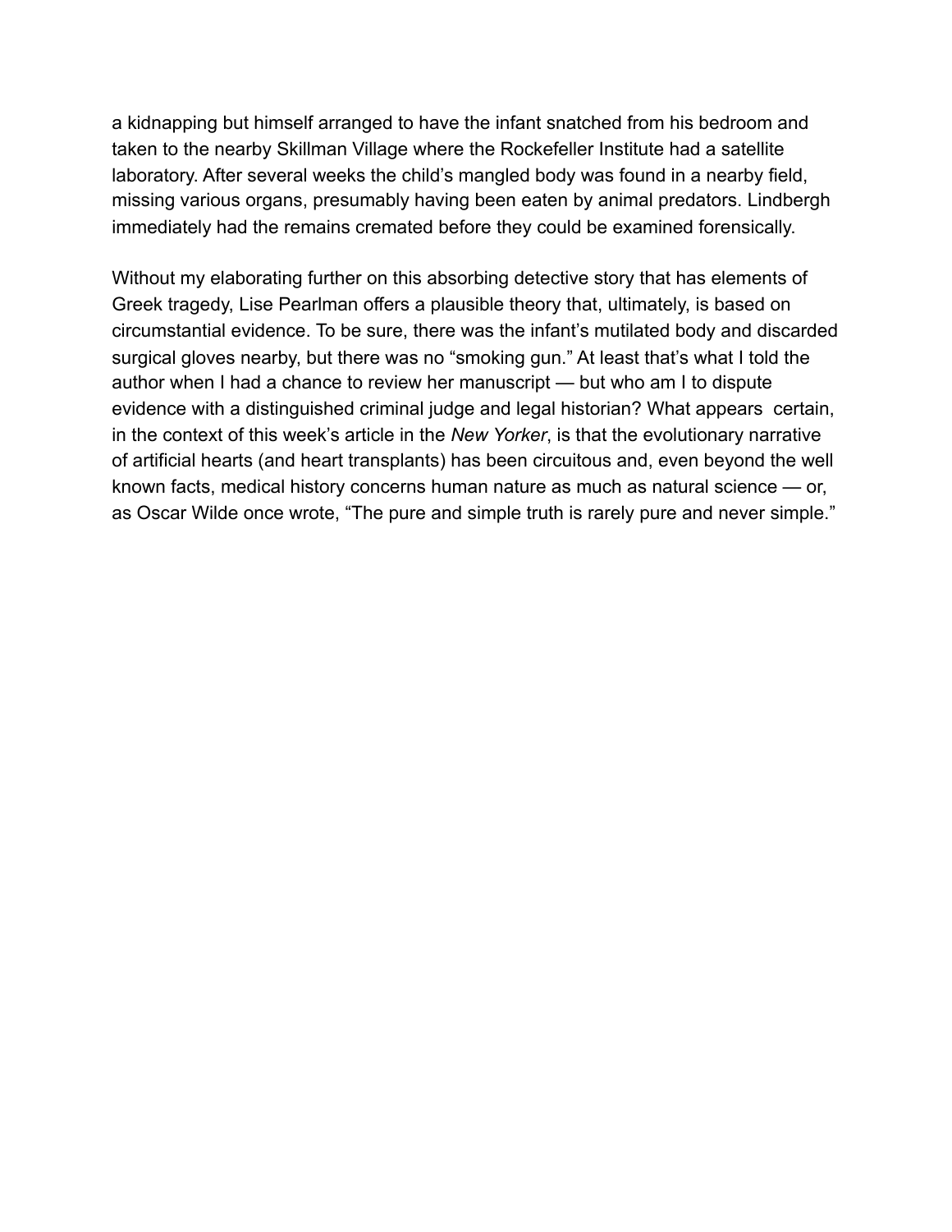a kidnapping but himself arranged to have the infant snatched from his bedroom and taken to the nearby Skillman Village where the Rockefeller Institute had a satellite laboratory. After several weeks the child's mangled body was found in a nearby field, missing various organs, presumably having been eaten by animal predators. Lindbergh immediately had the remains cremated before they could be examined forensically.

Without my elaborating further on this absorbing detective story that has elements of Greek tragedy, Lise Pearlman offers a plausible theory that, ultimately, is based on circumstantial evidence. To be sure, there was the infant's mutilated body and discarded surgical gloves nearby, but there was no "smoking gun." At least that's what I told the author when I had a chance to review her manuscript — but who am I to dispute evidence with a distinguished criminal judge and legal historian? What appears certain, in the context of this week's article in the *New Yorker*, is that the evolutionary narrative of artificial hearts (and heart transplants) has been circuitous and, even beyond the well known facts, medical history concerns human nature as much as natural science — or, as Oscar Wilde once wrote, "The pure and simple truth is rarely pure and never simple."